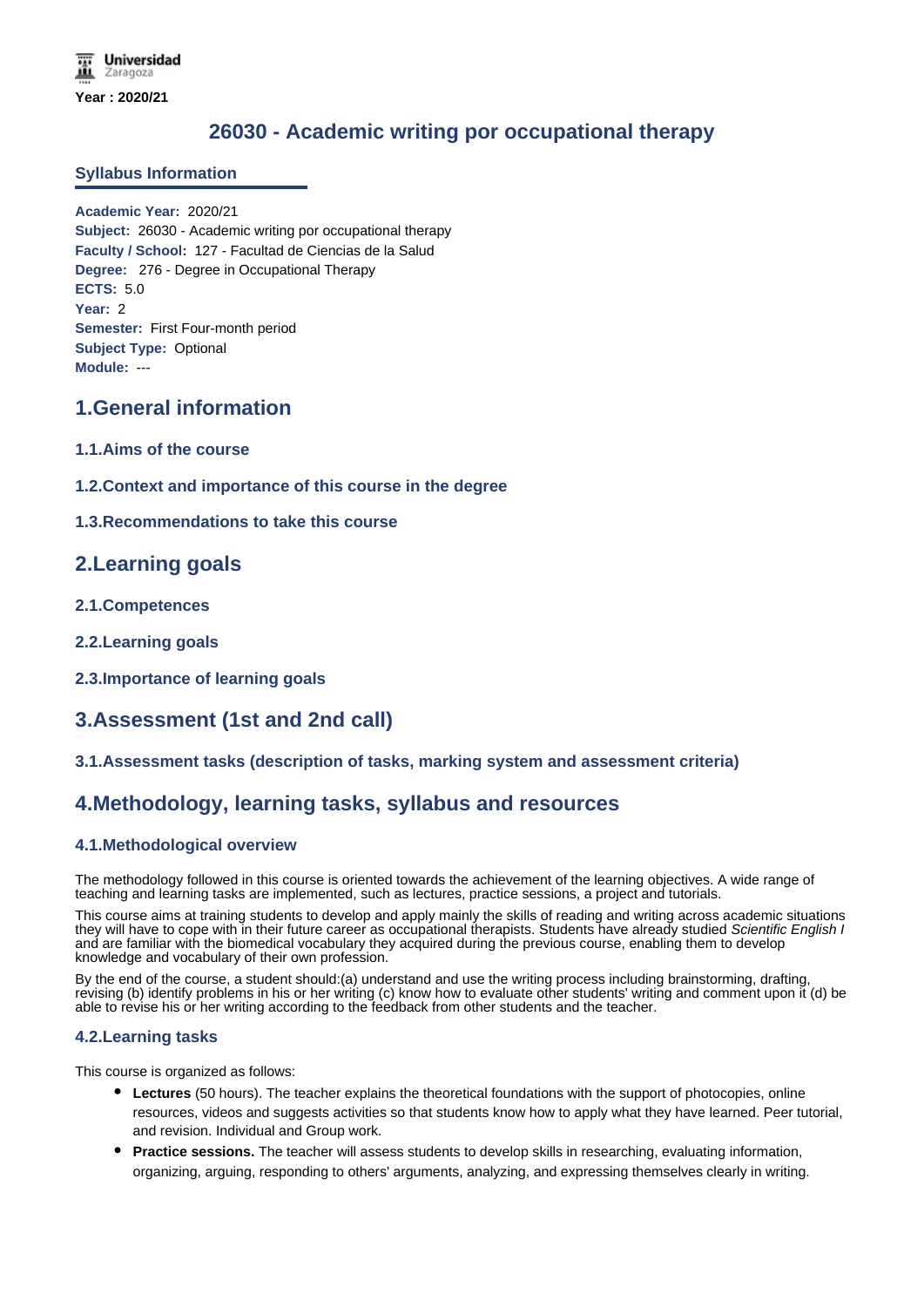Universidad Zaragoza

Year : 2020/21

# 26030 - Academic writing por occupational therapy

## Syllabus Information

**Academic Year:** 2020/21
**Subject:** 26030 - Academic writing por occupational therapy
**Faculty / School:** 127 - Facultad de Ciencias de la Salud
**Degree:** 276 - Degree in Occupational Therapy
**ECTS:** 5.0
**Year:** 2
**Semester:** First Four-month period
**Subject Type:** Optional
**Module:** ---

## 1.General information

### 1.1.Aims of the course

### 1.2.Context and importance of this course in the degree

### 1.3.Recommendations to take this course

## 2.Learning goals

### 2.1.Competences

### 2.2.Learning goals

### 2.3.Importance of learning goals

## 3.Assessment (1st and 2nd call)

### 3.1.Assessment tasks (description of tasks, marking system and assessment criteria)

## 4.Methodology, learning tasks, syllabus and resources

### 4.1.Methodological overview

The methodology followed in this course is oriented towards the achievement of the learning objectives. A wide range of teaching and learning tasks are implemented, such as lectures, practice sessions, a project and tutorials.

This course aims at training students to develop and apply mainly the skills of reading and writing across academic situations they will have to cope with in their future career as occupational therapists. Students have already studied *Scientific English I* and are familiar with the biomedical vocabulary they acquired during the previous course, enabling them to develop knowledge and vocabulary of their own profession.

By the end of the course, a student should:(a) understand and use the writing process including brainstorming, drafting, revising (b) identify problems in his or her writing (c) know how to evaluate other students' writing and comment upon it (d) be able to revise his or her writing according to the feedback from other students and the teacher.

### 4.2.Learning tasks

This course is organized as follows:

- **Lectures** (50 hours). The teacher explains the theoretical foundations with the support of photocopies, online resources, videos and suggests activities so that students know how to apply what they have learned. Peer tutorial, and revision. Individual and Group work.
- **Practice sessions.** The teacher will assess students to develop skills in researching, evaluating information, organizing, arguing, responding to others' arguments, analyzing, and expressing themselves clearly in writing.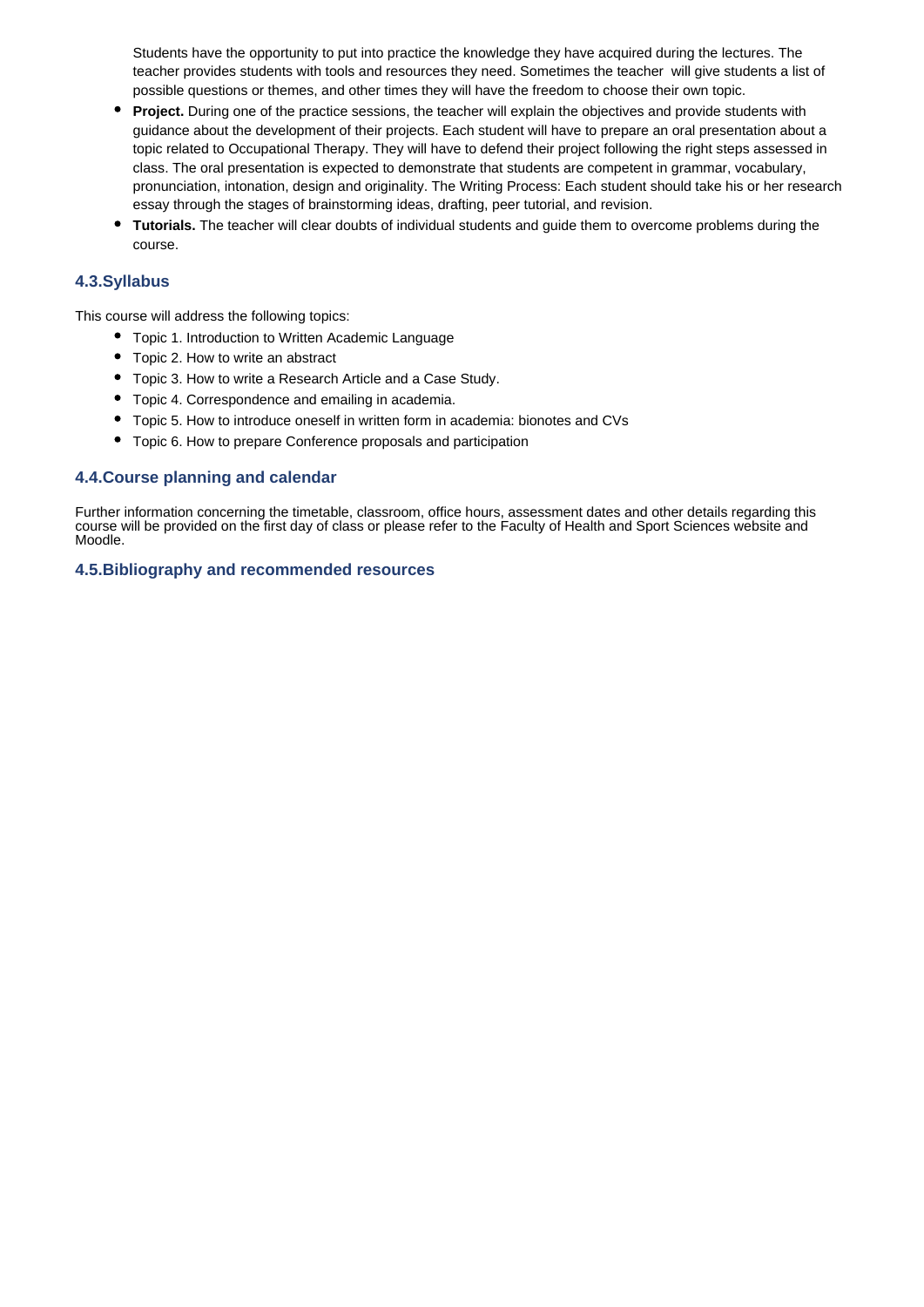Students have the opportunity to put into practice the knowledge they have acquired during the lectures. The teacher provides students with tools and resources they need. Sometimes the teacher will give students a list of possible questions or themes, and other times they will have the freedom to choose their own topic.

- **Project.** During one of the practice sessions, the teacher will explain the objectives and provide students with guidance about the development of their projects. Each student will have to prepare an oral presentation about a topic related to Occupational Therapy. They will have to defend their project following the right steps assessed in class. The oral presentation is expected to demonstrate that students are competent in grammar, vocabulary, pronunciation, intonation, design and originality. The Writing Process: Each student should take his or her research essay through the stages of brainstorming ideas, drafting, peer tutorial, and revision.
- **Tutorials.** The teacher will clear doubts of individual students and guide them to overcome problems during the course.

### 4.3.Syllabus

This course will address the following topics:

- Topic 1. Introduction to Written Academic Language
- Topic 2. How to write an abstract
- Topic 3. How to write a Research Article and a Case Study.
- Topic 4. Correspondence and emailing in academia.
- Topic 5. How to introduce oneself in written form in academia: bionotes and CVs
- Topic 6. How to prepare Conference proposals and participation

### 4.4.Course planning and calendar

Further information concerning the timetable, classroom, office hours, assessment dates and other details regarding this course will be provided on the first day of class or please refer to the Faculty of Health and Sport Sciences website and Moodle.

### 4.5.Bibliography and recommended resources